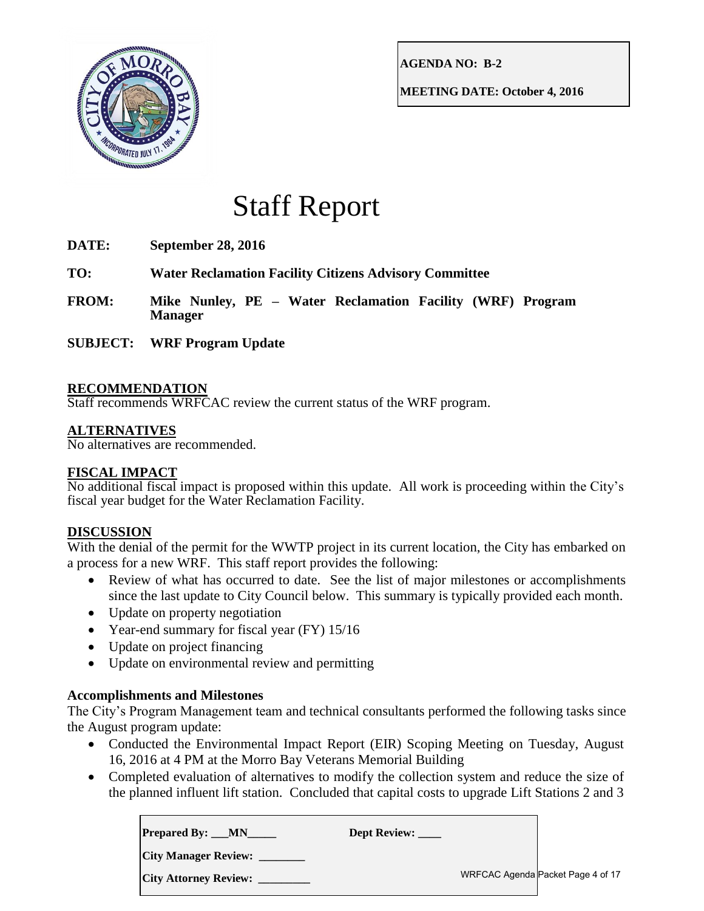**AGENDA NO: B-2**

**MEETING DATE: October 4, 2016**

# Staff Report

**DATE:** **September 28, 2016**

**TO:** **Water Reclamation Facility Citizens Advisory Committee**

**FROM:** **Mike Nunley, PE – Water Reclamation Facility (WRF) Program Manager**

**SUBJECT:** **WRF Program Update**

## RECOMMENDATION

Staff recommends WRFCAC review the current status of the WRF program.

## ALTERNATIVES

No alternatives are recommended.

## FISCAL IMPACT

No additional fiscal impact is proposed within this update. All work is proceeding within the City's fiscal year budget for the Water Reclamation Facility.

## DISCUSSION

With the denial of the permit for the WWTP project in its current location, the City has embarked on a process for a new WRF. This staff report provides the following:

- Review of what has occurred to date. See the list of major milestones or accomplishments since the last update to City Council below. This summary is typically provided each month.
- Update on property negotiation
- Year-end summary for fiscal year (FY) 15/16
- Update on project financing
- Update on environmental review and permitting

### Accomplishments and Milestones

The City's Program Management team and technical consultants performed the following tasks since the August program update:

- Conducted the Environmental Impact Report (EIR) Scoping Meeting on Tuesday, August 16, 2016 at 4 PM at the Morro Bay Veterans Memorial Building
- Completed evaluation of alternatives to modify the collection system and reduce the size of the planned influent lift station. Concluded that capital costs to upgrade Lift Stations 2 and 3

| | |
|---|---|
| **Prepared By: \_\_\_MN\_\_\_\_\_** | **Dept Review: \_\_\_\_** |
| **City Manager Review: \_\_\_\_\_\_\_\_** | |
| **City Attorney Review: \_\_\_\_\_\_\_\_\_** | |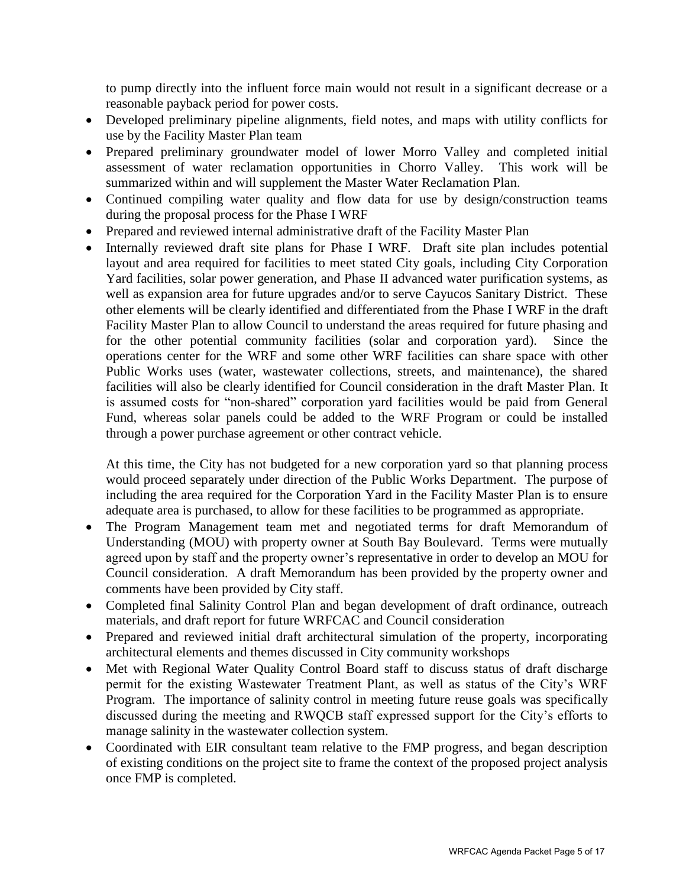to pump directly into the influent force main would not result in a significant decrease or a reasonable payback period for power costs.

- Developed preliminary pipeline alignments, field notes, and maps with utility conflicts for use by the Facility Master Plan team
- Prepared preliminary groundwater model of lower Morro Valley and completed initial assessment of water reclamation opportunities in Chorro Valley. This work will be summarized within and will supplement the Master Water Reclamation Plan.
- Continued compiling water quality and flow data for use by design/construction teams during the proposal process for the Phase I WRF
- Prepared and reviewed internal administrative draft of the Facility Master Plan
- Internally reviewed draft site plans for Phase I WRF. Draft site plan includes potential layout and area required for facilities to meet stated City goals, including City Corporation Yard facilities, solar power generation, and Phase II advanced water purification systems, as well as expansion area for future upgrades and/or to serve Cayucos Sanitary District. These other elements will be clearly identified and differentiated from the Phase I WRF in the draft Facility Master Plan to allow Council to understand the areas required for future phasing and for the other potential community facilities (solar and corporation yard). Since the operations center for the WRF and some other WRF facilities can share space with other Public Works uses (water, wastewater collections, streets, and maintenance), the shared facilities will also be clearly identified for Council consideration in the draft Master Plan. It is assumed costs for "non-shared" corporation yard facilities would be paid from General Fund, whereas solar panels could be added to the WRF Program or could be installed through a power purchase agreement or other contract vehicle.

  At this time, the City has not budgeted for a new corporation yard so that planning process would proceed separately under direction of the Public Works Department. The purpose of including the area required for the Corporation Yard in the Facility Master Plan is to ensure adequate area is purchased, to allow for these facilities to be programmed as appropriate.
- The Program Management team met and negotiated terms for draft Memorandum of Understanding (MOU) with property owner at South Bay Boulevard. Terms were mutually agreed upon by staff and the property owner's representative in order to develop an MOU for Council consideration. A draft Memorandum has been provided by the property owner and comments have been provided by City staff.
- Completed final Salinity Control Plan and began development of draft ordinance, outreach materials, and draft report for future WRFCAC and Council consideration
- Prepared and reviewed initial draft architectural simulation of the property, incorporating architectural elements and themes discussed in City community workshops
- Met with Regional Water Quality Control Board staff to discuss status of draft discharge permit for the existing Wastewater Treatment Plant, as well as status of the City's WRF Program. The importance of salinity control in meeting future reuse goals was specifically discussed during the meeting and RWQCB staff expressed support for the City's efforts to manage salinity in the wastewater collection system.
- Coordinated with EIR consultant team relative to the FMP progress, and began description of existing conditions on the project site to frame the context of the proposed project analysis once FMP is completed.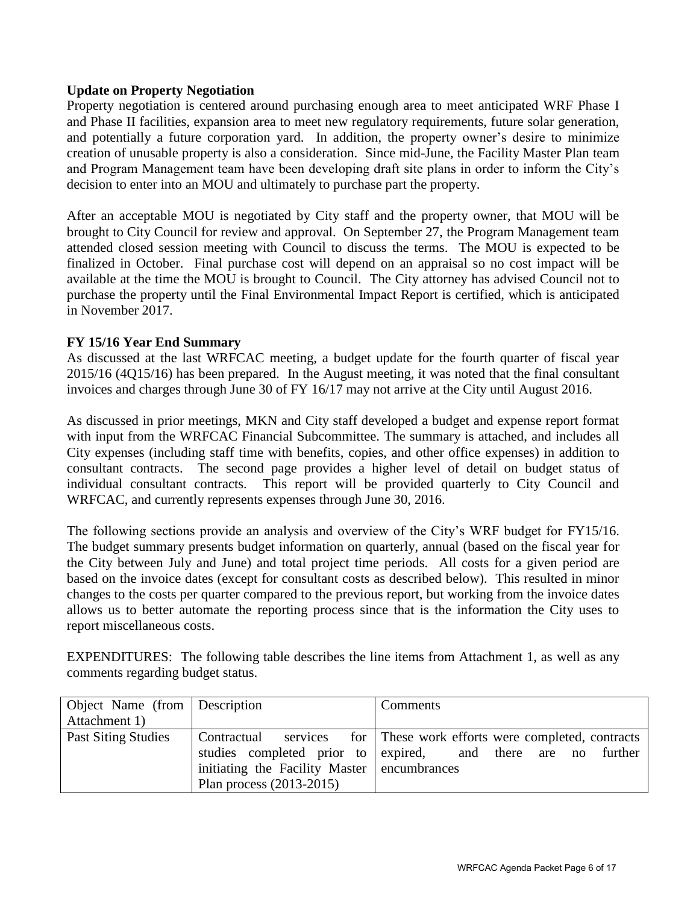**Update on Property Negotiation**

Property negotiation is centered around purchasing enough area to meet anticipated WRF Phase I and Phase II facilities, expansion area to meet new regulatory requirements, future solar generation, and potentially a future corporation yard. In addition, the property owner's desire to minimize creation of unusable property is also a consideration. Since mid-June, the Facility Master Plan team and Program Management team have been developing draft site plans in order to inform the City's decision to enter into an MOU and ultimately to purchase part the property.

After an acceptable MOU is negotiated by City staff and the property owner, that MOU will be brought to City Council for review and approval. On September 27, the Program Management team attended closed session meeting with Council to discuss the terms. The MOU is expected to be finalized in October. Final purchase cost will depend on an appraisal so no cost impact will be available at the time the MOU is brought to Council. The City attorney has advised Council not to purchase the property until the Final Environmental Impact Report is certified, which is anticipated in November 2017.

**FY 15/16 Year End Summary**

As discussed at the last WRFCAC meeting, a budget update for the fourth quarter of fiscal year 2015/16 (4Q15/16) has been prepared. In the August meeting, it was noted that the final consultant invoices and charges through June 30 of FY 16/17 may not arrive at the City until August 2016.

As discussed in prior meetings, MKN and City staff developed a budget and expense report format with input from the WRFCAC Financial Subcommittee. The summary is attached, and includes all City expenses (including staff time with benefits, copies, and other office expenses) in addition to consultant contracts. The second page provides a higher level of detail on budget status of individual consultant contracts. This report will be provided quarterly to City Council and WRFCAC, and currently represents expenses through June 30, 2016.

The following sections provide an analysis and overview of the City's WRF budget for FY15/16. The budget summary presents budget information on quarterly, annual (based on the fiscal year for the City between July and June) and total project time periods. All costs for a given period are based on the invoice dates (except for consultant costs as described below). This resulted in minor changes to the costs per quarter compared to the previous report, but working from the invoice dates allows us to better automate the reporting process since that is the information the City uses to report miscellaneous costs.

EXPENDITURES: The following table describes the line items from Attachment 1, as well as any comments regarding budget status.

| Object Name (from Attachment 1) | Description | Comments |
|---|---|---|
| Past Siting Studies | Contractual services for studies completed prior to initiating the Facility Master Plan process (2013-2015) | These work efforts were completed, contracts expired, and there are no further encumbrances |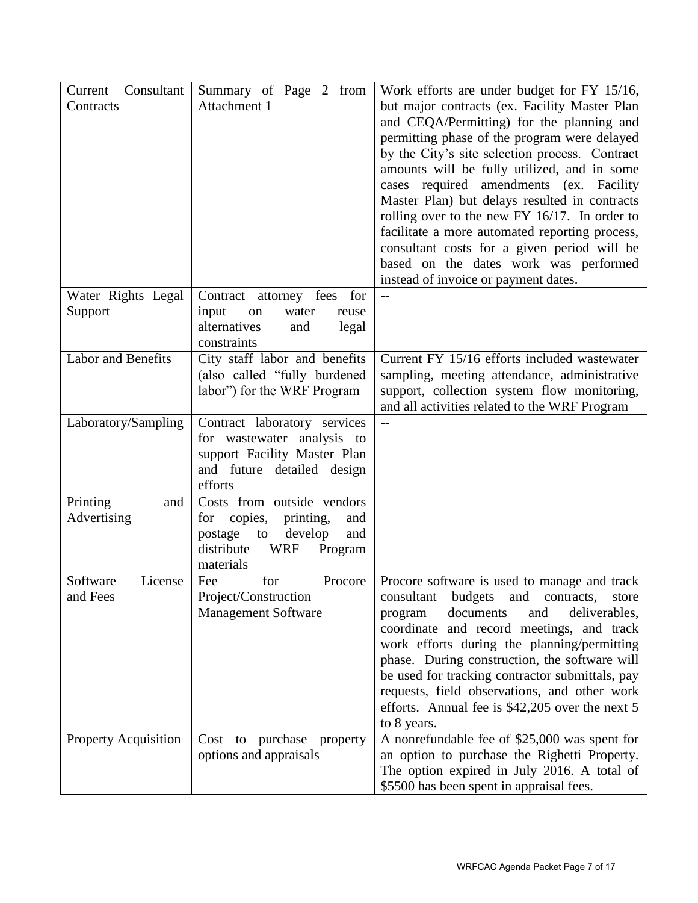| Current Consultant Contracts | Summary of Page 2 from Attachment 1 | Work efforts are under budget for FY 15/16, but major contracts (ex. Facility Master Plan and CEQA/Permitting) for the planning and permitting phase of the program were delayed by the City's site selection process. Contract amounts will be fully utilized, and in some cases required amendments (ex. Facility Master Plan) but delays resulted in contracts rolling over to the new FY 16/17. In order to facilitate a more automated reporting process, consultant costs for a given period will be based on the dates work was performed instead of invoice or payment dates. |
|---|---|---|
| Water Rights Legal Support | Contract attorney fees for input on water reuse alternatives and legal constraints | -- |
| Labor and Benefits | City staff labor and benefits (also called "fully burdened labor") for the WRF Program | Current FY 15/16 efforts included wastewater sampling, meeting attendance, administrative support, collection system flow monitoring, and all activities related to the WRF Program |
| Laboratory/Sampling | Contract laboratory services for wastewater analysis to support Facility Master Plan and future detailed design efforts | -- |
| Printing and Advertising | Costs from outside vendors for copies, printing, and postage to develop and distribute WRF Program materials | |
| Software License and Fees | Fee for Procore Project/Construction Management Software | Procore software is used to manage and track consultant budgets and contracts, store program documents and deliverables, coordinate and record meetings, and track work efforts during the planning/permitting phase. During construction, the software will be used for tracking contractor submittals, pay requests, field observations, and other work efforts. Annual fee is $42,205 over the next 5 to 8 years. |
| Property Acquisition | Cost to purchase property options and appraisals | A nonrefundable fee of $25,000 was spent for an option to purchase the Righetti Property. The option expired in July 2016. A total of $5500 has been spent in appraisal fees. |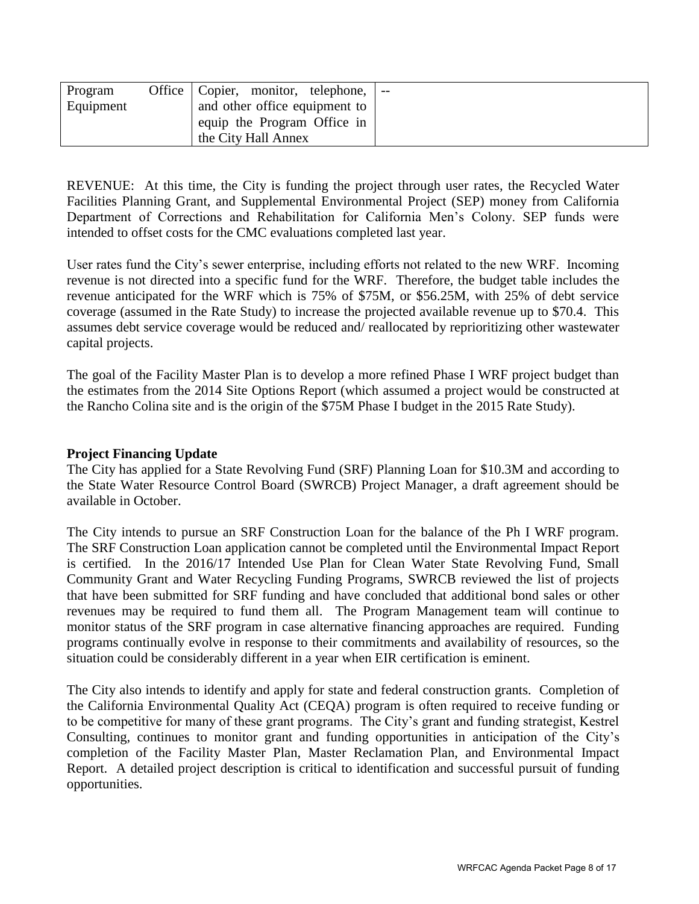| Program Office Equipment | Copier, monitor, telephone, and other office equipment to equip the Program Office in the City Hall Annex | -- |
|---|---|---|

REVENUE: At this time, the City is funding the project through user rates, the Recycled Water Facilities Planning Grant, and Supplemental Environmental Project (SEP) money from California Department of Corrections and Rehabilitation for California Men's Colony. SEP funds were intended to offset costs for the CMC evaluations completed last year.

User rates fund the City's sewer enterprise, including efforts not related to the new WRF. Incoming revenue is not directed into a specific fund for the WRF. Therefore, the budget table includes the revenue anticipated for the WRF which is 75% of $75M, or $56.25M, with 25% of debt service coverage (assumed in the Rate Study) to increase the projected available revenue up to $70.4. This assumes debt service coverage would be reduced and/ reallocated by reprioritizing other wastewater capital projects.

The goal of the Facility Master Plan is to develop a more refined Phase I WRF project budget than the estimates from the 2014 Site Options Report (which assumed a project would be constructed at the Rancho Colina site and is the origin of the $75M Phase I budget in the 2015 Rate Study).

**Project Financing Update**

The City has applied for a State Revolving Fund (SRF) Planning Loan for $10.3M and according to the State Water Resource Control Board (SWRCB) Project Manager, a draft agreement should be available in October.

The City intends to pursue an SRF Construction Loan for the balance of the Ph I WRF program. The SRF Construction Loan application cannot be completed until the Environmental Impact Report is certified. In the 2016/17 Intended Use Plan for Clean Water State Revolving Fund, Small Community Grant and Water Recycling Funding Programs, SWRCB reviewed the list of projects that have been submitted for SRF funding and have concluded that additional bond sales or other revenues may be required to fund them all. The Program Management team will continue to monitor status of the SRF program in case alternative financing approaches are required. Funding programs continually evolve in response to their commitments and availability of resources, so the situation could be considerably different in a year when EIR certification is eminent.

The City also intends to identify and apply for state and federal construction grants. Completion of the California Environmental Quality Act (CEQA) program is often required to receive funding or to be competitive for many of these grant programs. The City's grant and funding strategist, Kestrel Consulting, continues to monitor grant and funding opportunities in anticipation of the City's completion of the Facility Master Plan, Master Reclamation Plan, and Environmental Impact Report. A detailed project description is critical to identification and successful pursuit of funding opportunities.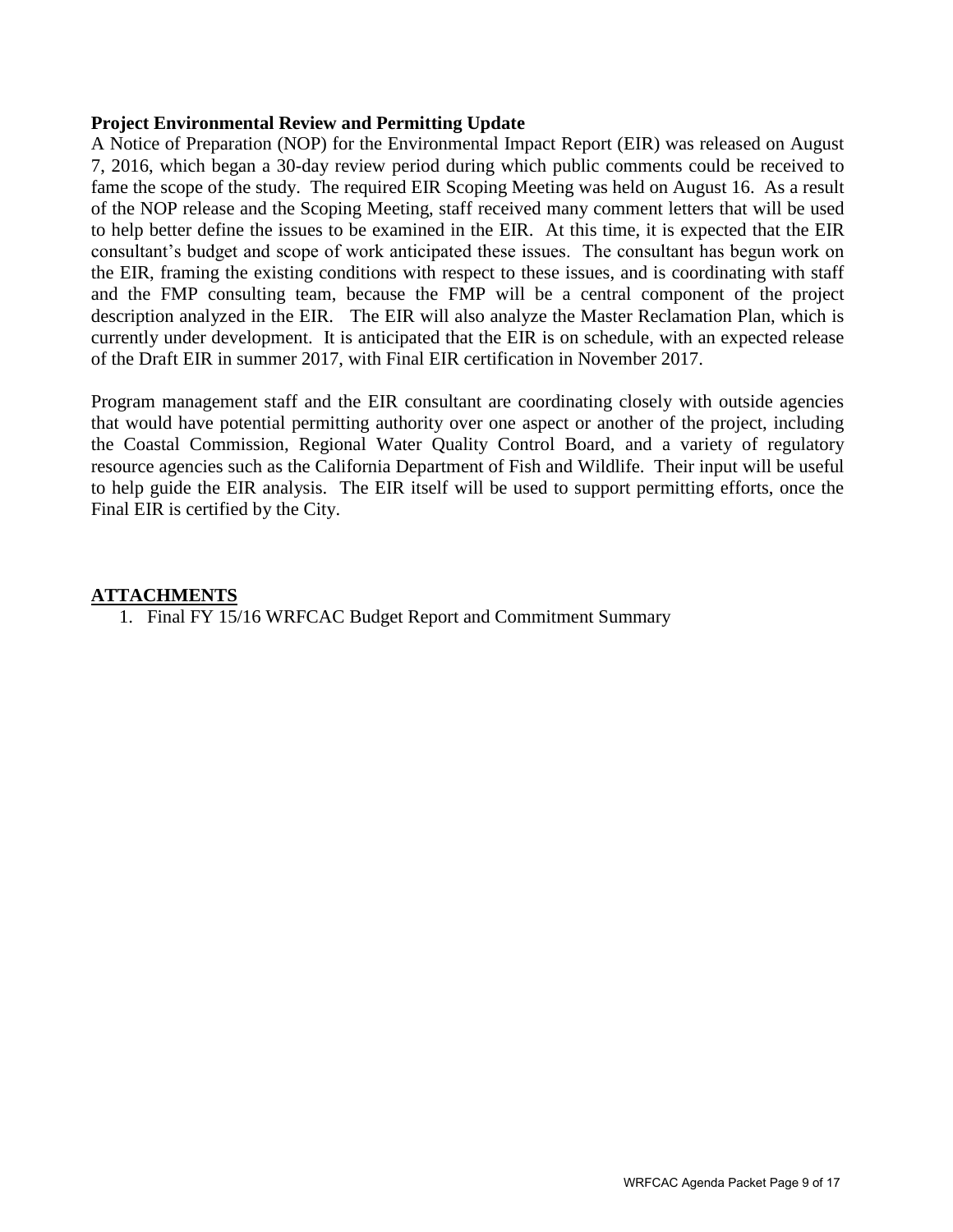**Project Environmental Review and Permitting Update**

A Notice of Preparation (NOP) for the Environmental Impact Report (EIR) was released on August 7, 2016, which began a 30-day review period during which public comments could be received to fame the scope of the study. The required EIR Scoping Meeting was held on August 16. As a result of the NOP release and the Scoping Meeting, staff received many comment letters that will be used to help better define the issues to be examined in the EIR. At this time, it is expected that the EIR consultant's budget and scope of work anticipated these issues. The consultant has begun work on the EIR, framing the existing conditions with respect to these issues, and is coordinating with staff and the FMP consulting team, because the FMP will be a central component of the project description analyzed in the EIR. The EIR will also analyze the Master Reclamation Plan, which is currently under development. It is anticipated that the EIR is on schedule, with an expected release of the Draft EIR in summer 2017, with Final EIR certification in November 2017.

Program management staff and the EIR consultant are coordinating closely with outside agencies that would have potential permitting authority over one aspect or another of the project, including the Coastal Commission, Regional Water Quality Control Board, and a variety of regulatory resource agencies such as the California Department of Fish and Wildlife. Their input will be useful to help guide the EIR analysis. The EIR itself will be used to support permitting efforts, once the Final EIR is certified by the City.

## ATTACHMENTS

1. Final FY 15/16 WRFCAC Budget Report and Commitment Summary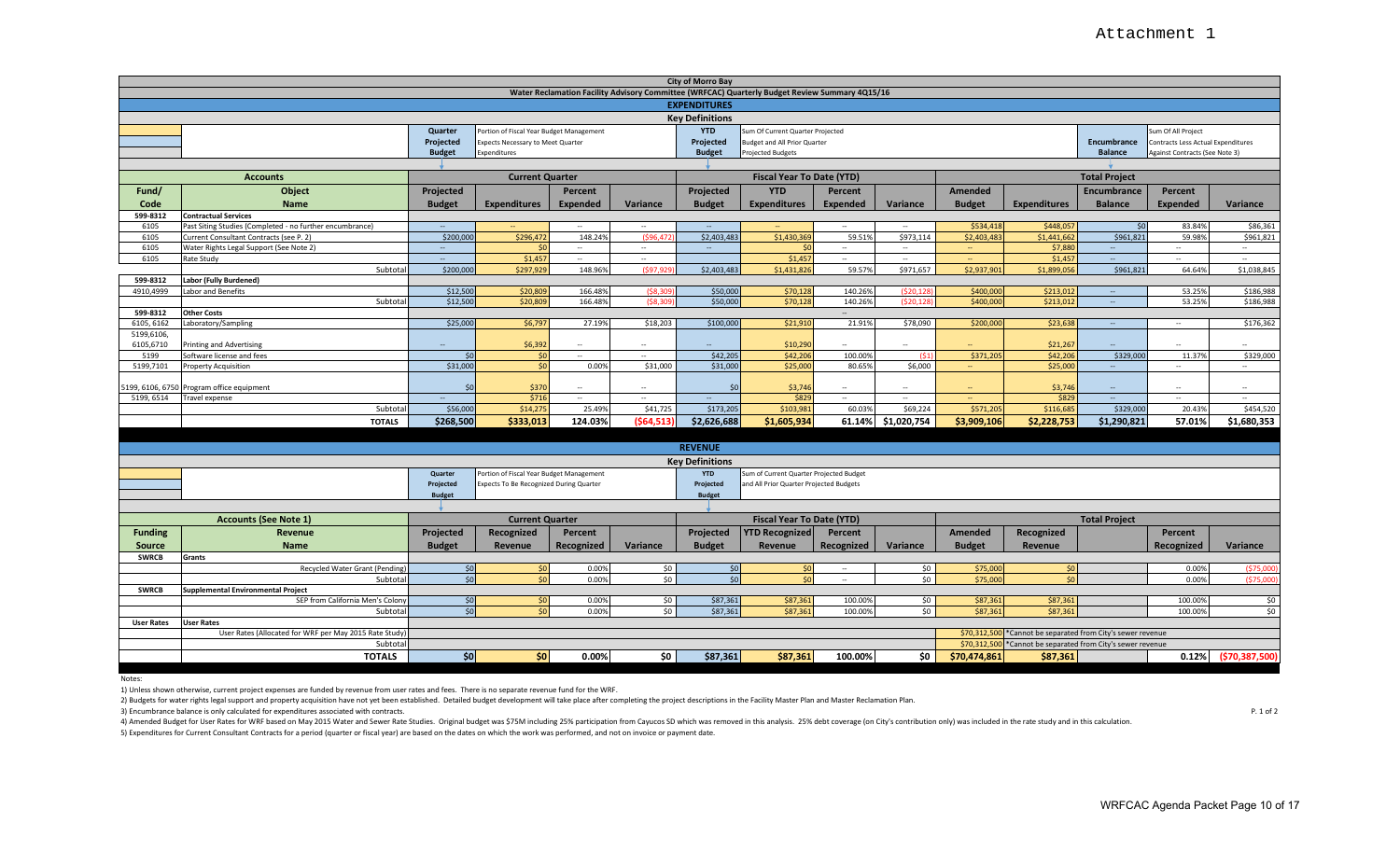Attachment 1

# City of Morro Bay

## Water Reclamation Facility Advisory Committee (WRFCAC) Quarterly Budget Review Summary 4Q15/16

### EXPENDITURES

#### Key Definitions

- **Quarter Projected Budget**: Portion of Fiscal Year Budget Management Expects Necessary to Meet Quarter Expenditures
- **YTD Projected Budget**: Sum Of Current Quarter Projected Budget and All Prior Quarter Projected Budgets
- **Encumbrance Balance**: Sum Of All Project Contracts Less Actual Expenditures Against Contracts (See Note 3)

| Fund/ Code | Object Name | Current Quarter Projected Budget | Current Quarter Expenditures | Current Quarter Percent Expended | Current Quarter Variance | YTD Projected Budget | YTD Expenditures | YTD Percent Expended | YTD Variance | Total Project Amended Budget | Total Project Expenditures | Total Project Encumbrance Balance | Total Project Percent Expended | Total Project Variance |
|---|---|---|---|---|---|---|---|---|---|---|---|---|---|---|
| 599-8312 | **Contractual Services** | | | | | | | | | | | | | |
| 6105 | Past Siting Studies (Completed - no further encumbrance) | -- | -- | -- | -- | -- | -- | -- | -- | $534,418 | $448,057 | $0 | 83.84% | $86,361 |
| 6105 | Current Consultant Contracts (see P. 2) | $200,000 | $296,472 | 148.24% | ($96,472) | $2,403,483 | $1,430,369 | 59.51% | $973,114 | $2,403,483 | $1,441,662 | $961,821 | 59.98% | $961,821 |
| 6105 | Water Rights Legal Support (See Note 2) | -- | $0 | -- | -- | -- | $0 | -- | -- | -- | $7,880 | -- | -- | -- |
| 6105 | Rate Study | -- | $1,457 | -- | -- | | $1,457 | -- | -- | -- | $1,457 | -- | -- | -- |
| | Subtotal | $200,000 | $297,929 | 148.96% | ($97,929) | $2,403,483 | $1,431,826 | 59.57% | $971,657 | $2,937,901 | $1,899,056 | $961,821 | 64.64% | $1,038,845 |
| 599-8312 | **Labor (Fully Burdened)** | | | | | | | | | | | | | |
| 4910,4999 | Labor and Benefits | $12,500 | $20,809 | 166.48% | ($8,309) | $50,000 | $70,128 | 140.26% | ($20,128) | $400,000 | $213,012 | -- | 53.25% | $186,988 |
| | Subtotal | $12,500 | $20,809 | 166.48% | ($8,309) | $50,000 | $70,128 | 140.26% | ($20,128) | $400,000 | $213,012 | -- | 53.25% | $186,988 |
| 599-8312 | **Other Costs** | | | | | | | | | | | | | |
| 6105, 6162 | Laboratory/Sampling | $25,000 | $6,797 | 27.19% | $18,203 | $100,000 | $21,910 | 21.91% | $78,090 | $200,000 | $23,638 | -- | -- | $176,362 |
| 5199,6106, 6105,6710 | Printing and Advertising | -- | $6,392 | -- | -- | -- | $10,290 | -- | -- | -- | $21,267 | -- | -- | -- |
| 5199 | Software license and fees | $0 | $0 | -- | -- | $42,205 | $42,206 | 100.00% | ($1) | $371,205 | $42,206 | $329,000 | 11.37% | $329,000 |
| 5199,7101 | Property Acquisition | $31,000 | $0 | 0.00% | $31,000 | $31,000 | $25,000 | 80.65% | $6,000 | -- | $25,000 | -- | -- | -- |
| 5199, 6106, 6750 | Program office equipment | $0 | $370 | -- | -- | $0 | $3,746 | -- | -- | -- | $3,746 | -- | -- | -- |
| 5199, 6514 | Travel expense | -- | $716 | -- | -- | -- | $829 | -- | -- | -- | $829 | -- | -- | -- |
| | Subtotal | $56,000 | $14,275 | 25.49% | $41,725 | $173,205 | $103,981 | 60.03% | $69,224 | $571,205 | $116,685 | $329,000 | 20.43% | $454,520 |
| | **TOTALS** | **$268,500** | **$333,013** | **124.03%** | **($64,513)** | **$2,626,688** | **$1,605,934** | **61.14%** | **$1,020,754** | **$3,909,106** | **$2,228,753** | **$1,290,821** | **57.01%** | **$1,680,353** |

### REVENUE

#### Key Definitions

- **Quarter Projected Budget**: Portion of Fiscal Year Budget Management Expects To Be Recognized During Quarter
- **YTD Projected Budget**: Sum of Current Quarter Projected Budget and All Prior Quarter Projected Budgets

| Funding Source | Revenue Name (Accounts (See Note 1)) | Current Quarter Projected Budget | Current Quarter Recognized Revenue | Current Quarter Percent Recognized | Current Quarter Variance | YTD Projected Budget | YTD Recognized Revenue | YTD Percent Recognized | YTD Variance | Total Project Amended Budget | Total Project Recognized Revenue | | Total Project Percent Recognized | Total Project Variance |
|---|---|---|---|---|---|---|---|---|---|---|---|---|---|---|
| SWRCB | **Grants** | | | | | | | | | | | | | |
| | Recycled Water Grant (Pending) | $0 | $0 | 0.00% | $0 | $0 | $0 | -- | $0 | $75,000 | $0 | | 0.00% | ($75,000) |
| | Subtotal | $0 | $0 | 0.00% | $0 | $0 | $0 | -- | $0 | $75,000 | $0 | | 0.00% | ($75,000) |
| SWRCB | **Supplemental Environmental Project** | | | | | | | | | | | | | |
| | SEP from California Men's Colony | $0 | $0 | 0.00% | $0 | $87,361 | $87,361 | 100.00% | $0 | $87,361 | $87,361 | | 100.00% | $0 |
| | Subtotal | $0 | $0 | 0.00% | $0 | $87,361 | $87,361 | 100.00% | $0 | $87,361 | $87,361 | | 100.00% | $0 |
| User Rates | **User Rates** | | | | | | | | | | | | | |
| | User Rates (Allocated for WRF per May 2015 Rate Study) | | | | | | | | | $70,312,500 | *Cannot be separated from City's sewer revenue | | | |
| | Subtotal | | | | | | | | | $70,312,500 | *Cannot be separated from City's sewer revenue | | | |
| | **TOTALS** | **$0** | **$0** | **0.00%** | **$0** | **$87,361** | **$87,361** | **100.00%** | **$0** | **$70,474,861** | **$87,361** | | **0.12%** | **($70,387,500)** |

Notes:

1) Unless shown otherwise, current project expenses are funded by revenue from user rates and fees. There is no separate revenue fund for the WRF.

2) Budgets for water rights legal support and property acquisition have not yet been established. Detailed budget development will take place after completing the project descriptions in the Facility Master Plan and Master Reclamation Plan.

3) Encumbrance balance is only calculated for expenditures associated with contracts.

4) Amended Budget for User Rates for WRF based on May 2015 Water and Sewer Rate Studies. Original budget was $75M including 25% participation from Cayucos SD which was removed in this analysis. 25% debt coverage (on City's contribution only) was included in the rate study and in this calculation.

5) Expenditures for Current Consultant Contracts for a period (quarter or fiscal year) are based on the dates on which the work was performed, and not on invoice or payment date.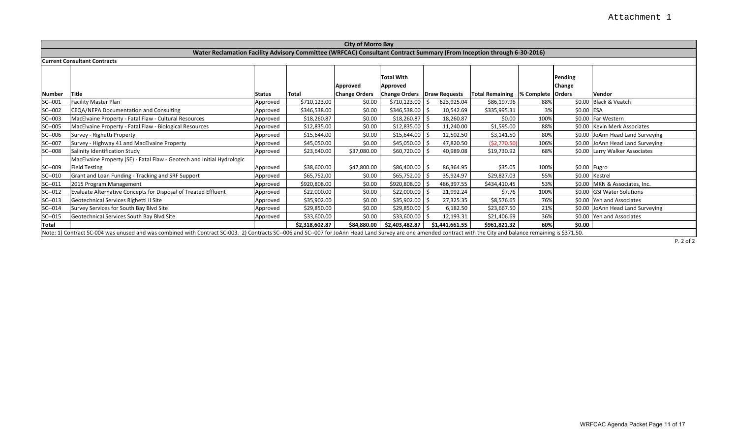Attachment 1

| City of Morro Bay | | | | | | | | | | | |
|---|---|---|---|---|---|---|---|---|---|---|---|
| Water Reclamation Facility Advisory Committee (WRFCAC) Consultant Contract Summary (From Inception through 6-30-2016) | | | | | | | | | | | |
| **Current Consultant Contracts** | | | | | | | | | | | |
| **Number** | **Title** | **Status** | **Total** | **Approved Change Orders** | **Total With Approved Change Orders** | **Draw Requests** | **Total Remaining** | **% Complete** | **Pending Change Orders** | **Vendor** | |
| SC--001 | Facility Master Plan | Approved | $710,123.00 | $0.00 | $710,123.00 | $ 623,925.04 | $86,197.96 | 88% | $0.00 | Black & Veatch | |
| SC--002 | CEQA/NEPA Documentation and Consulting | Approved | $346,538.00 | $0.00 | $346,538.00 | $ 10,542.69 | $335,995.31 | 3% | $0.00 | ESA | |
| SC--003 | MacElvaine Property - Fatal Flaw - Cultural Resources | Approved | $18,260.87 | $0.00 | $18,260.87 | $ 18,260.87 | $0.00 | 100% | $0.00 | Far Western | |
| SC--005 | MacElvaine Property - Fatal Flaw - Biological Resources | Approved | $12,835.00 | $0.00 | $12,835.00 | $ 11,240.00 | $1,595.00 | 88% | $0.00 | Kevin Merk Associates | |
| SC--006 | Survey - Righetti Property | Approved | $15,644.00 | $0.00 | $15,644.00 | $ 12,502.50 | $3,141.50 | 80% | $0.00 | JoAnn Head Land Surveying | |
| SC--007 | Survey - Highway 41 and MacElvaine Property | Approved | $45,050.00 | $0.00 | $45,050.00 | $ 47,820.50 | ($2,770.50) | 106% | $0.00 | JoAnn Head Land Surveying | |
| SC--008 | Salinity Identification Study | Approved | $23,640.00 | $37,080.00 | $60,720.00 | $ 40,989.08 | $19,730.92 | 68% | $0.00 | Larry Walker Associates | |
| SC--009 | MacElvaine Property (SE) - Fatal Flaw - Geotech and Initial Hydrologic Field Testing | Approved | $38,600.00 | $47,800.00 | $86,400.00 | $ 86,364.95 | $35.05 | 100% | $0.00 | Fugro | |
| SC--010 | Grant and Loan Funding - Tracking and SRF Support | Approved | $65,752.00 | $0.00 | $65,752.00 | $ 35,924.97 | $29,827.03 | 55% | $0.00 | Kestrel | |
| SC--011 | 2015 Program Management | Approved | $920,808.00 | $0.00 | $920,808.00 | $ 486,397.55 | $434,410.45 | 53% | $0.00 | MKN & Associates, Inc. | |
| SC--012 | Evaluate Alternative Concepts for Disposal of Treated Effluent | Approved | $22,000.00 | $0.00 | $22,000.00 | $ 21,992.24 | $7.76 | 100% | $0.00 | GSI Water Solutions | |
| SC--013 | Geotechnical Services Righetti II Site | Approved | $35,902.00 | $0.00 | $35,902.00 | $ 27,325.35 | $8,576.65 | 76% | $0.00 | Yeh and Associates | |
| SC--014 | Survey Services for South Bay Blvd Site | Approved | $29,850.00 | $0.00 | $29,850.00 | $ 6,182.50 | $23,667.50 | 21% | $0.00 | JoAnn Head Land Surveying | |
| SC--015 | Geotechnical Services South Bay Blvd Site | Approved | $33,600.00 | $0.00 | $33,600.00 | $ 12,193.31 | $21,406.69 | 36% | $0.00 | Yeh and Associates | |
| **Total** | | | **$2,318,602.87** | **$84,880.00** | **$2,403,482.87** | **$1,441,661.55** | **$961,821.32** | **60%** | **$0.00** | | |

Note: 1) Contract SC-004 was unused and was combined with Contract SC-003. 2) Contracts SC--006 and SC--007 for JoAnn Head Land Survey are one amended contract with the City and balance remaining is $371.50.

WRFCAC Agenda Packet Page 11 of 17